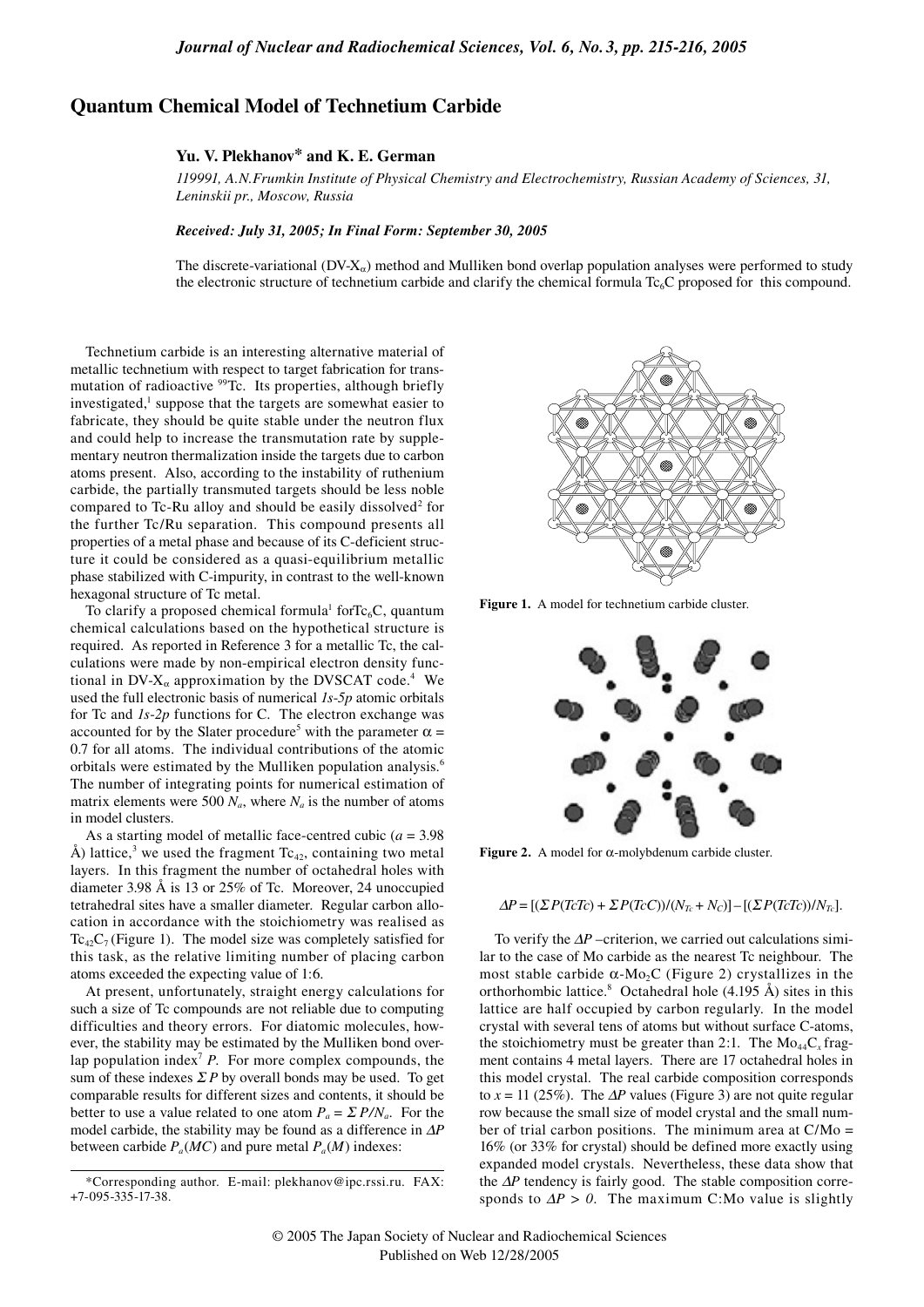# Quantum Chemical Model of Technetium Carbide

**Yu. V. Plekhanov\* and K. E. German**

*119991, A.N.Frumkin Institute of Physical Chemistry and Electrochemistry, Russian Academy of Sciences, 31, Leninskii pr., Moscow, Russia*

***Received: July 31, 2005; In Final Form: September 30, 2005***

The discrete-variational (DV-$X_\alpha$) method and Mulliken bond overlap population analyses were performed to study the electronic structure of technetium carbide and clarify the chemical formula $Tc_6C$ proposed for this compound.

Technetium carbide is an interesting alternative material of metallic technetium with respect to target fabrication for transmutation of radioactive $^{99}Tc$. Its properties, although briefly investigated,[1] suppose that the targets are somewhat easier to fabricate, they should be quite stable under the neutron flux and could help to increase the transmutation rate by supplementary neutron thermalization inside the targets due to carbon atoms present. Also, according to the instability of ruthenium carbide, the partially transmuted targets should be less noble compared to Tc-Ru alloy and should be easily dissolved[2] for the further Tc/Ru separation. This compound presents all properties of a metal phase and because of its C-deficient structure it could be considered as a quasi-equilibrium metallic phase stabilized with C-impurity, in contrast to the well-known hexagonal structure of Tc metal.

To clarify a proposed chemical formula[1] for$Tc_6C$, quantum chemical calculations based on the hypothetical structure is required. As reported in Reference 3 for a metallic Tc, the calculations were made by non-empirical electron density functional in DV-$X_\alpha$ approximation by the DVSCAT code.[4] We used the full electronic basis of numerical *1s-5p* atomic orbitals for Tc and *1s-2p* functions for C. The electron exchange was accounted for by the Slater procedure[5] with the parameter $\alpha$ = 0.7 for all atoms. The individual contributions of the atomic orbitals were estimated by the Mulliken population analysis.[6] The number of integrating points for numerical estimation of matrix elements were 500 $N_a$, where $N_a$ is the number of atoms in model clusters.

As a starting model of metallic face-centred cubic ($a$ = 3.98 Å) lattice,[3] we used the fragment $Tc_{42}$, containing two metal layers. In this fragment the number of octahedral holes with diameter 3.98 Å is 13 or 25% of Tc. Moreover, 24 unoccupied tetrahedral sites have a smaller diameter. Regular carbon allocation in accordance with the stoichiometry was realised as $Tc_{42}C_7$ (Figure 1). The model size was completely satisfied for this task, as the relative limiting number of placing carbon atoms exceeded the expecting value of 1:6.

At present, unfortunately, straight energy calculations for such a size of Tc compounds are not reliable due to computing difficulties and theory errors. For diatomic molecules, however, the stability may be estimated by the Mulliken bond overlap population index[7] $P$. For more complex compounds, the sum of these indexes $\Sigma P$ by overall bonds may be used. To get comparable results for different sizes and contents, it should be better to use a value related to one atom $P_a = \Sigma P/N_a$. For the model carbide, the stability may be found as a difference in $\Delta P$ between carbide $P_a(MC)$ and pure metal $P_a(M)$ indexes:

**Figure 1.** A model for technetium carbide cluster.

**Figure 2.** A model for $\alpha$-molybdenum carbide cluster.

$$\Delta P = [(\Sigma P(TcTc) + \Sigma P(TcC))/(N_{Tc} + N_C)] - [(\Sigma P(TcTc))/N_{Tc}].$$

To verify the $\Delta P$ –criterion, we carried out calculations similar to the case of Mo carbide as the nearest Tc neighbour. The most stable carbide $\alpha$-$Mo_2C$ (Figure 2) crystallizes in the orthorhombic lattice.[8] Octahedral hole (4.195 Å) sites in this lattice are half occupied by carbon regularly. In the model crystal with several tens of atoms but without surface C-atoms, the stoichiometry must be greater than 2:1. The $Mo_{44}C_x$ fragment contains 4 metal layers. There are 17 octahedral holes in this model crystal. The real carbide composition corresponds to $x$ = 11 (25%). The $\Delta P$ values (Figure 3) are not quite regular row because the small size of model crystal and the small number of trial carbon positions. The minimum area at C/Mo = 16% (or 33% for crystal) should be defined more exactly using expanded model crystals. Nevertheless, these data show that the $\Delta P$ tendency is fairly good. The stable composition corresponds to $\Delta P > 0$. The maximum C:Mo value is slightly

\*Corresponding author. E-mail: plekhanov@ipc.rssi.ru. FAX: +7-095-335-17-38.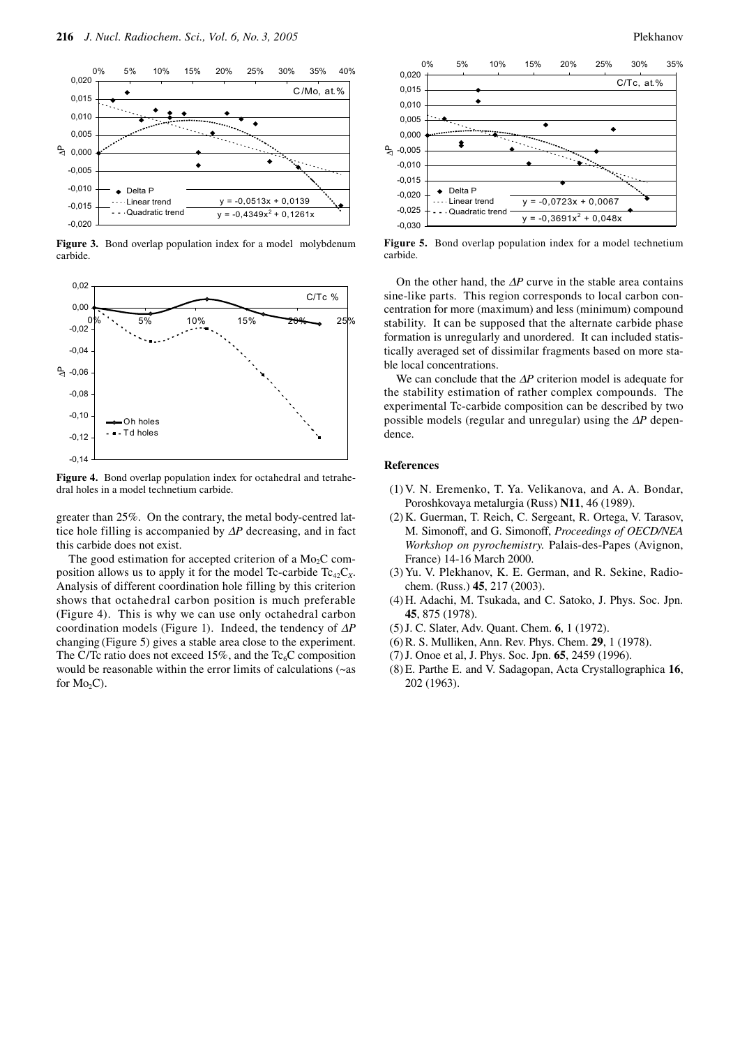0% 5% 10% 15% 20% 25% 30% 35% 40%

C/Mo, at.%

0,020
0,015
0,010
0,005
0,000
-0,005
-0,010
-0,015
-0,020

ΔP

Delta P
Linear trend
Quadratic trend

y = -0,0513x + 0,0139

y = -0,4349x² + 0,1261x

**Figure 3.** Bond overlap population index for a model molybdenum carbide.

0,02
0,00
-0,02
-0,04
-0,06
-0,08
-0,10
-0,12
-0,14

0% 5% 10% 15% 20% 25%

C/Tc %

ΔP

Oh holes
Td holes

**Figure 4.** Bond overlap population index for octahedral and tetrahedral holes in a model technetium carbide.

greater than 25%. On the contrary, the metal body-centred lattice hole filling is accompanied by $\Delta P$ decreasing, and in fact this carbide does not exist.

The good estimation for accepted criterion of a $Mo_2C$ composition allows us to apply it for the model Tc-carbide $Tc_{42}C_X$. Analysis of different coordination hole filling by this criterion shows that octahedral carbon position is much preferable (Figure 4). This is why we can use only octahedral carbon coordination models (Figure 1). Indeed, the tendency of $\Delta P$ changing (Figure 5) gives a stable area close to the experiment. The C/Tc ratio does not exceed 15%, and the $Tc_6C$ composition would be reasonable within the error limits of calculations (~as for $Mo_2C$).

0% 5% 10% 15% 20% 25% 30% 35%

C/Tc, at.%

0,020
0,015
0,010
0,005
0,000
-0,005
-0,010
-0,015
-0,020
-0,025
-0,030

ΔP

Delta P
Linear trend
Quadratic trend

y = -0,0723x + 0,0067

y = -0,3691x² + 0,048x

**Figure 5.** Bond overlap population index for a model technetium carbide.

On the other hand, the $\Delta P$ curve in the stable area contains sine-like parts. This region corresponds to local carbon concentration for more (maximum) and less (minimum) compound stability. It can be supposed that the alternate carbide phase formation is unregularly and unordered. It can included statistically averaged set of dissimilar fragments based on more stable local concentrations.

We can conclude that the $\Delta P$ criterion model is adequate for the stability estimation of rather complex compounds. The experimental Tc-carbide composition can be described by two possible models (regular and unregular) using the $\Delta P$ dependence.

## References

(1) V. N. Eremenko, T. Ya. Velikanova, and A. A. Bondar, Poroshkovaya metalurgia (Russ) **N11**, 46 (1989).

(2) K. Guerman, T. Reich, C. Sergeant, R. Ortega, V. Tarasov, M. Simonoff, and G. Simonoff, *Proceedings of OECD/NEA Workshop on pyrochemistry.* Palais-des-Papes (Avignon, France) 14-16 March 2000.

(3) Yu. V. Plekhanov, K. E. German, and R. Sekine, Radiochem. (Russ.) **45**, 217 (2003).

(4) H. Adachi, M. Tsukada, and C. Satoko, J. Phys. Soc. Jpn. **45**, 875 (1978).

(5) J. C. Slater, Adv. Quant. Chem. **6**, 1 (1972).

(6) R. S. Mulliken, Ann. Rev. Phys. Chem. **29**, 1 (1978).

(7) J. Onoe et al, J. Phys. Soc. Jpn. **65**, 2459 (1996).

(8) E. Parthe E. and V. Sadagopan, Acta Crystallographica **16**, 202 (1963).